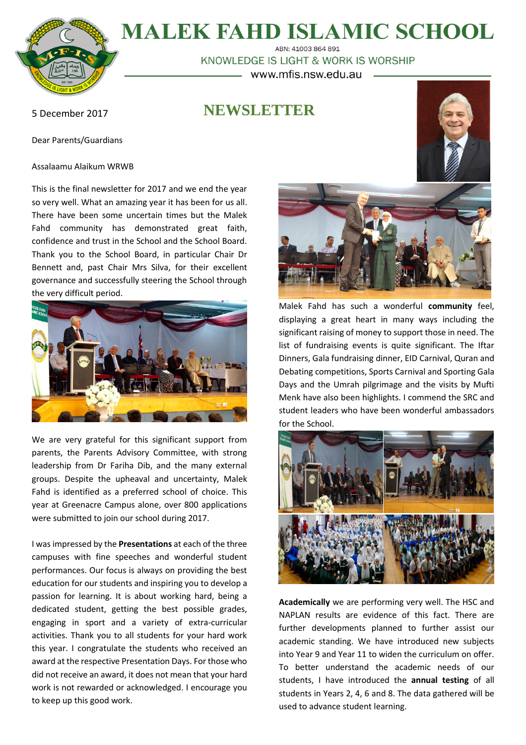# MALEK FAHD ISLAMIC SCHOOL

ABN: 41003 864 891

KNOWLEDGE IS LIGHT & WORK IS WORSHIP

www.mfis.nsw.edu.au

5 December 2017

## NEWSLETTER

Dear Parents/Guardians

Assalaamu Alaikum WRWB

This is the final newsletter for 2017 and we end the year so very well. What an amazing year it has been for us all. There have been some uncertain times but the Malek Fahd community has demonstrated great faith, confidence and trust in the School and the School Board. Thank you to the School Board, in particular Chair Dr Bennett and, past Chair Mrs Silva, for their excellent governance and successfully steering the School through the very difficult period.

We are very grateful for this significant support from parents, the Parents Advisory Committee, with strong leadership from Dr Fariha Dib, and the many external groups. Despite the upheaval and uncertainty, Malek Fahd is identified as a preferred school of choice. This year at Greenacre Campus alone, over 800 applications were submitted to join our school during 2017.

I was impressed by the **Presentations** at each of the three campuses with fine speeches and wonderful student performances. Our focus is always on providing the best education for our students and inspiring you to develop a passion for learning. It is about working hard, being a dedicated student, getting the best possible grades, engaging in sport and a variety of extra-curricular activities. Thank you to all students for your hard work this year. I congratulate the students who received an award at the respective Presentation Days. For those who did not receive an award, it does not mean that your hard work is not rewarded or acknowledged. I encourage you to keep up this good work.

Malek Fahd has such a wonderful **community** feel, displaying a great heart in many ways including the significant raising of money to support those in need. The list of fundraising events is quite significant. The Iftar Dinners, Gala fundraising dinner, EID Carnival, Quran and Debating competitions, Sports Carnival and Sporting Gala Days and the Umrah pilgrimage and the visits by Mufti Menk have also been highlights. I commend the SRC and student leaders who have been wonderful ambassadors for the School.

**Academically** we are performing very well. The HSC and NAPLAN results are evidence of this fact. There are further developments planned to further assist our academic standing. We have introduced new subjects into Year 9 and Year 11 to widen the curriculum on offer. To better understand the academic needs of our students, I have introduced the **annual testing** of all students in Years 2, 4, 6 and 8. The data gathered will be used to advance student learning.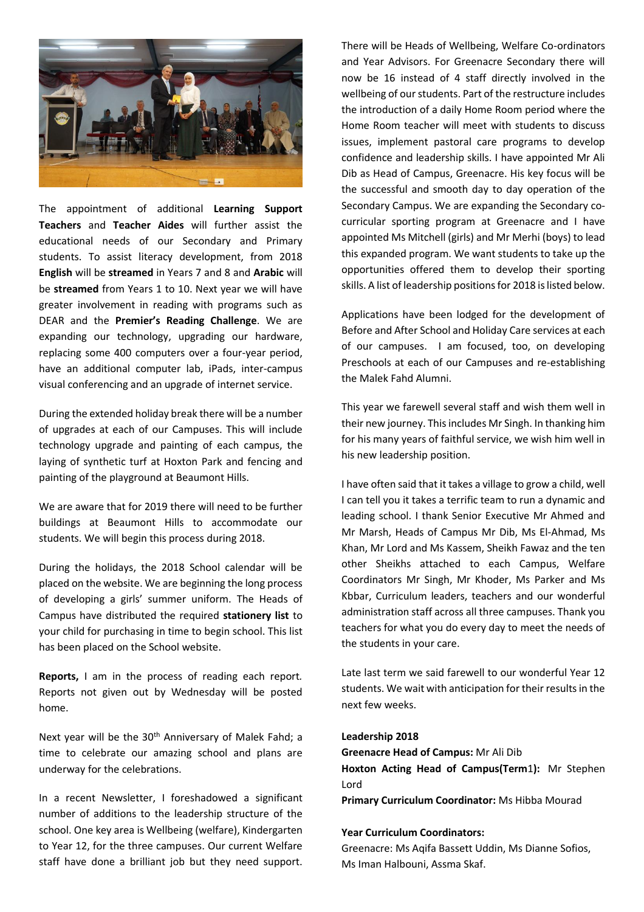The appointment of additional **Learning Support Teachers** and **Teacher Aides** will further assist the educational needs of our Secondary and Primary students. To assist literacy development, from 2018 **English** will be **streamed** in Years 7 and 8 and **Arabic** will be **streamed** from Years 1 to 10. Next year we will have greater involvement in reading with programs such as DEAR and the **Premier's Reading Challenge**. We are expanding our technology, upgrading our hardware, replacing some 400 computers over a four-year period, have an additional computer lab, iPads, inter-campus visual conferencing and an upgrade of internet service.

During the extended holiday break there will be a number of upgrades at each of our Campuses. This will include technology upgrade and painting of each campus, the laying of synthetic turf at Hoxton Park and fencing and painting of the playground at Beaumont Hills.

We are aware that for 2019 there will need to be further buildings at Beaumont Hills to accommodate our students. We will begin this process during 2018.

During the holidays, the 2018 School calendar will be placed on the website. We are beginning the long process of developing a girls' summer uniform. The Heads of Campus have distributed the required **stationery list** to your child for purchasing in time to begin school. This list has been placed on the School website.

**Reports,** I am in the process of reading each report. Reports not given out by Wednesday will be posted home.

Next year will be the 30th Anniversary of Malek Fahd; a time to celebrate our amazing school and plans are underway for the celebrations.

In a recent Newsletter, I foreshadowed a significant number of additions to the leadership structure of the school. One key area is Wellbeing (welfare), Kindergarten to Year 12, for the three campuses. Our current Welfare staff have done a brilliant job but they need support. There will be Heads of Wellbeing, Welfare Co-ordinators and Year Advisors. For Greenacre Secondary there will now be 16 instead of 4 staff directly involved in the wellbeing of our students. Part of the restructure includes the introduction of a daily Home Room period where the Home Room teacher will meet with students to discuss issues, implement pastoral care programs to develop confidence and leadership skills. I have appointed Mr Ali Dib as Head of Campus, Greenacre. His key focus will be the successful and smooth day to day operation of the Secondary Campus. We are expanding the Secondary co-curricular sporting program at Greenacre and I have appointed Ms Mitchell (girls) and Mr Merhi (boys) to lead this expanded program. We want students to take up the opportunities offered them to develop their sporting skills. A list of leadership positions for 2018 is listed below.

Applications have been lodged for the development of Before and After School and Holiday Care services at each of our campuses. I am focused, too, on developing Preschools at each of our Campuses and re-establishing the Malek Fahd Alumni.

This year we farewell several staff and wish them well in their new journey. This includes Mr Singh. In thanking him for his many years of faithful service, we wish him well in his new leadership position.

I have often said that it takes a village to grow a child, well I can tell you it takes a terrific team to run a dynamic and leading school. I thank Senior Executive Mr Ahmed and Mr Marsh, Heads of Campus Mr Dib, Ms El-Ahmad, Ms Khan, Mr Lord and Ms Kassem, Sheikh Fawaz and the ten other Sheikhs attached to each Campus, Welfare Coordinators Mr Singh, Mr Khoder, Ms Parker and Ms Kbbar, Curriculum leaders, teachers and our wonderful administration staff across all three campuses. Thank you teachers for what you do every day to meet the needs of the students in your care.

Late last term we said farewell to our wonderful Year 12 students. We wait with anticipation for their results in the next few weeks.

**Leadership 2018**

**Greenacre Head of Campus:** Mr Ali Dib

**Hoxton Acting Head of Campus(Term1):** Mr Stephen Lord

**Primary Curriculum Coordinator:** Ms Hibba Mourad

**Year Curriculum Coordinators:**

Greenacre: Ms Aqifa Bassett Uddin, Ms Dianne Sofios, Ms Iman Halbouni, Assma Skaf.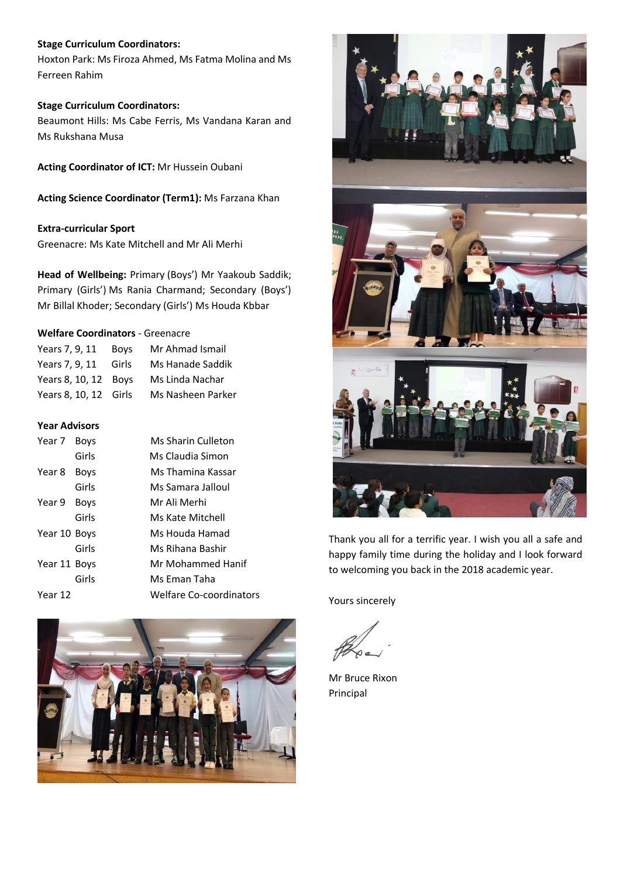**Stage Curriculum Coordinators:**
Hoxton Park: Ms Firoza Ahmed, Ms Fatma Molina and Ms Ferreen Rahim

**Stage Curriculum Coordinators:**
Beaumont Hills: Ms Cabe Ferris, Ms Vandana Karan and Ms Rukshana Musa

**Acting Coordinator of ICT:** Mr Hussein Oubani

**Acting Science Coordinator (Term1):** Ms Farzana Khan

**Extra-curricular Sport**
Greenacre: Ms Kate Mitchell and Mr Ali Merhi

**Head of Wellbeing:** Primary (Boys') Mr Yaakoub Saddik; Primary (Girls') Ms Rania Charmand; Secondary (Boys') Mr Billal Khoder; Secondary (Girls') Ms Houda Kbbar

**Welfare Coordinators** - Greenacre

| | | |
|---|---|---|
| Years 7, 9, 11 | Boys | Mr Ahmad Ismail |
| Years 7, 9, 11 | Girls | Ms Hanade Saddik |
| Years 8, 10, 12 | Boys | Ms Linda Nachar |
| Years 8, 10, 12 | Girls | Ms Nasheen Parker |

**Year Advisors**

| | | |
|---|---|---|
| Year 7 | Boys | Ms Sharin Culleton |
| | Girls | Ms Claudia Simon |
| Year 8 | Boys | Ms Thamina Kassar |
| | Girls | Ms Samara Jalloul |
| Year 9 | Boys | Mr Ali Merhi |
| | Girls | Ms Kate Mitchell |
| Year 10 | Boys | Ms Houda Hamad |
| | Girls | Ms Rihana Bashir |
| Year 11 | Boys | Mr Mohammed Hanif |
| | Girls | Ms Eman Taha |
| Year 12 | | Welfare Co-coordinators |

Thank you all for a terrific year. I wish you all a safe and happy family time during the holiday and I look forward to welcoming you back in the 2018 academic year.

Yours sincerely

Mr Bruce Rixon
Principal